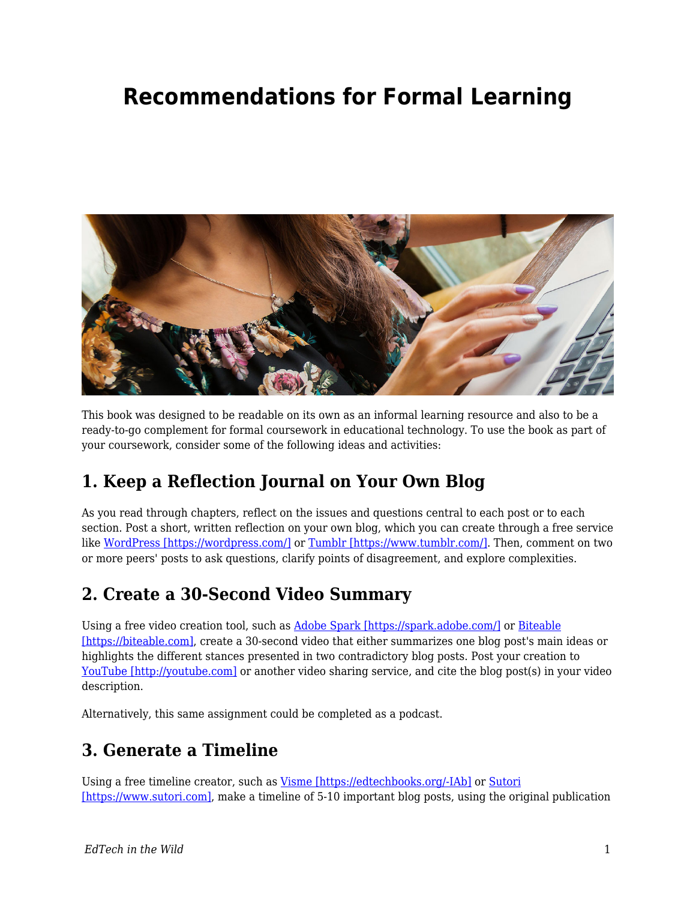# Recommendations for Formal Learning

This book was designed to be readable on its own as an informal learning resource and also to be a ready-to-go complement for formal coursework in educational technology. To use the book as part of your coursework, consider some of the following ideas and activities:

## 1. Keep a Reflection Journal on Your Own Blog

As you read through chapters, reflect on the issues and questions central to each post or to each section. Post a short, written reflection on your own blog, which you can create through a free service like WordPress [https://wordpress.com/] or Tumblr [https://www.tumblr.com/]. Then, comment on two or more peers' posts to ask questions, clarify points of disagreement, and explore complexities.

## 2. Create a 30-Second Video Summary

Using a free video creation tool, such as Adobe Spark [https://spark.adobe.com/] or Biteable [https://biteable.com], create a 30-second video that either summarizes one blog post's main ideas or highlights the different stances presented in two contradictory blog posts. Post your creation to YouTube [http://youtube.com] or another video sharing service, and cite the blog post(s) in your video description.

Alternatively, this same assignment could be completed as a podcast.

## 3. Generate a Timeline

Using a free timeline creator, such as Visme [https://edtechbooks.org/-IAb] or Sutori [https://www.sutori.com], make a timeline of 5-10 important blog posts, using the original publication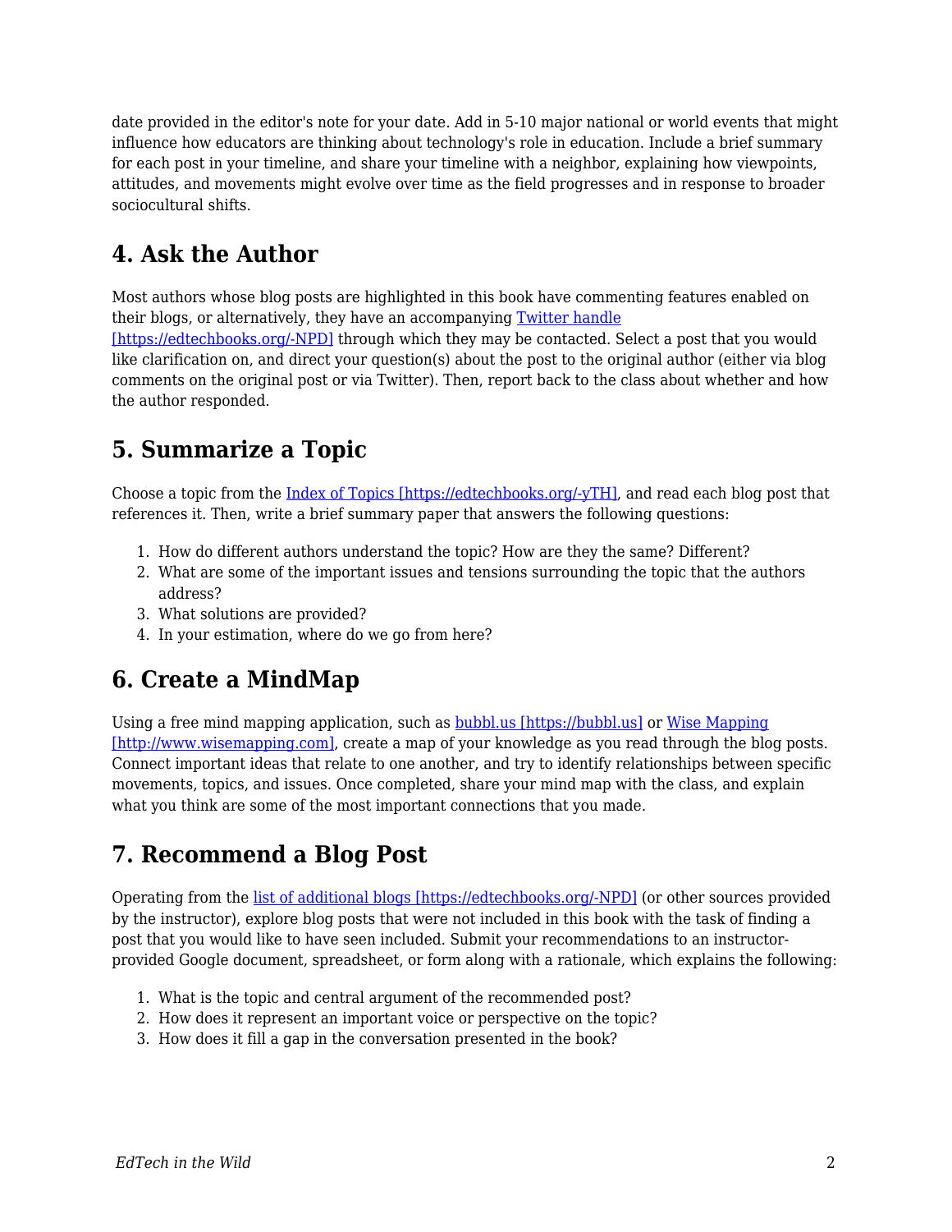date provided in the editor's note for your date. Add in 5-10 major national or world events that might influence how educators are thinking about technology's role in education. Include a brief summary for each post in your timeline, and share your timeline with a neighbor, explaining how viewpoints, attitudes, and movements might evolve over time as the field progresses and in response to broader sociocultural shifts.

## 4. Ask the Author

Most authors whose blog posts are highlighted in this book have commenting features enabled on their blogs, or alternatively, they have an accompanying Twitter handle [https://edtechbooks.org/-NPD] through which they may be contacted. Select a post that you would like clarification on, and direct your question(s) about the post to the original author (either via blog comments on the original post or via Twitter). Then, report back to the class about whether and how the author responded.

## 5. Summarize a Topic

Choose a topic from the Index of Topics [https://edtechbooks.org/-yTH], and read each blog post that references it. Then, write a brief summary paper that answers the following questions:

1. How do different authors understand the topic? How are they the same? Different?
2. What are some of the important issues and tensions surrounding the topic that the authors address?
3. What solutions are provided?
4. In your estimation, where do we go from here?

## 6. Create a MindMap

Using a free mind mapping application, such as bubbl.us [https://bubbl.us] or Wise Mapping [http://www.wisemapping.com], create a map of your knowledge as you read through the blog posts. Connect important ideas that relate to one another, and try to identify relationships between specific movements, topics, and issues. Once completed, share your mind map with the class, and explain what you think are some of the most important connections that you made.

## 7. Recommend a Blog Post

Operating from the list of additional blogs [https://edtechbooks.org/-NPD] (or other sources provided by the instructor), explore blog posts that were not included in this book with the task of finding a post that you would like to have seen included. Submit your recommendations to an instructor-provided Google document, spreadsheet, or form along with a rationale, which explains the following:

1. What is the topic and central argument of the recommended post?
2. How does it represent an important voice or perspective on the topic?
3. How does it fill a gap in the conversation presented in the book?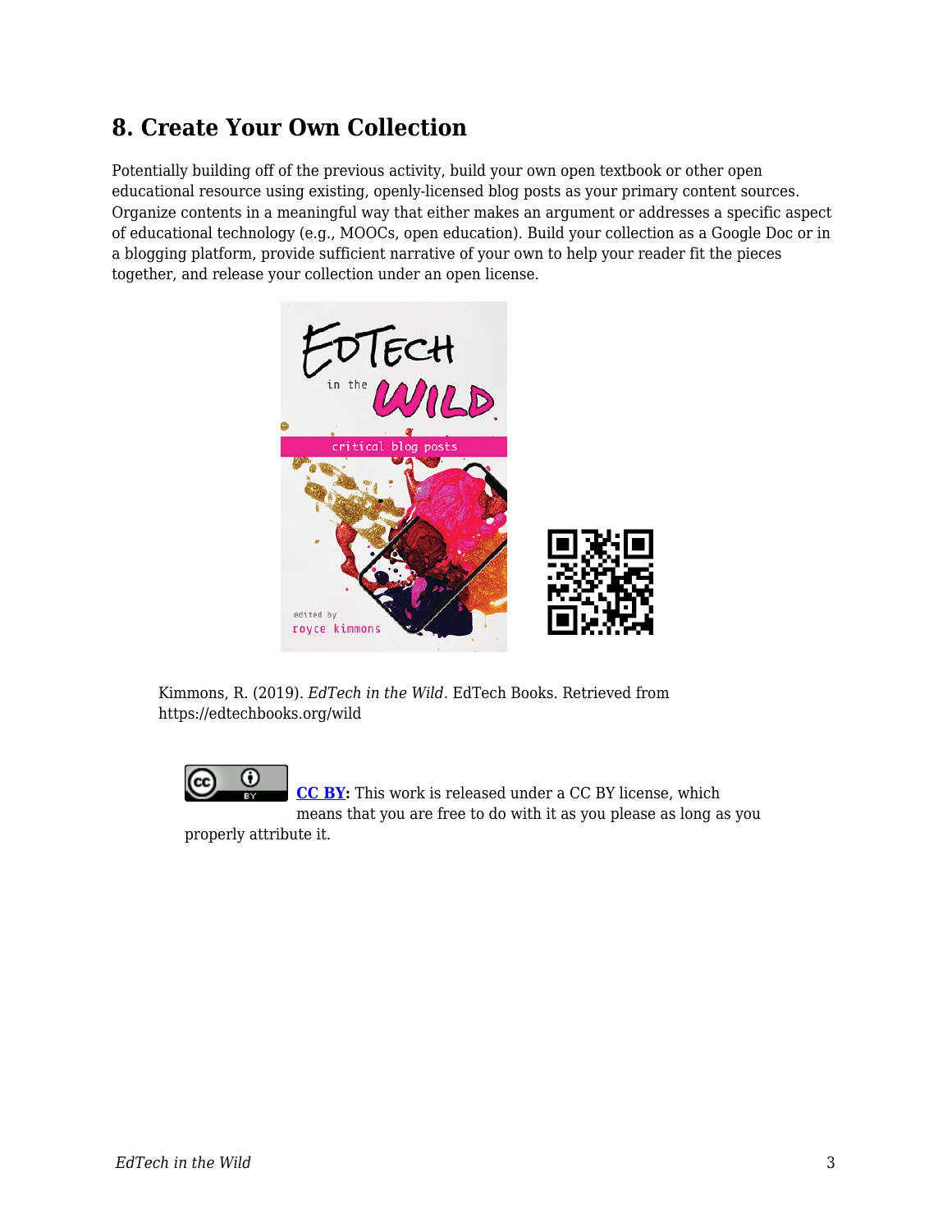## 8. Create Your Own Collection

Potentially building off of the previous activity, build your own open textbook or other open educational resource using existing, openly-licensed blog posts as your primary content sources. Organize contents in a meaningful way that either makes an argument or addresses a specific aspect of educational technology (e.g., MOOCs, open education). Build your collection as a Google Doc or in a blogging platform, provide sufficient narrative of your own to help your reader fit the pieces together, and release your collection under an open license.

Kimmons, R. (2019). *EdTech in the Wild*. EdTech Books. Retrieved from https://edtechbooks.org/wild

**[CC BY](https://creativecommons.org/licenses/by/4.0/):** This work is released under a CC BY license, which means that you are free to do with it as you please as long as you properly attribute it.